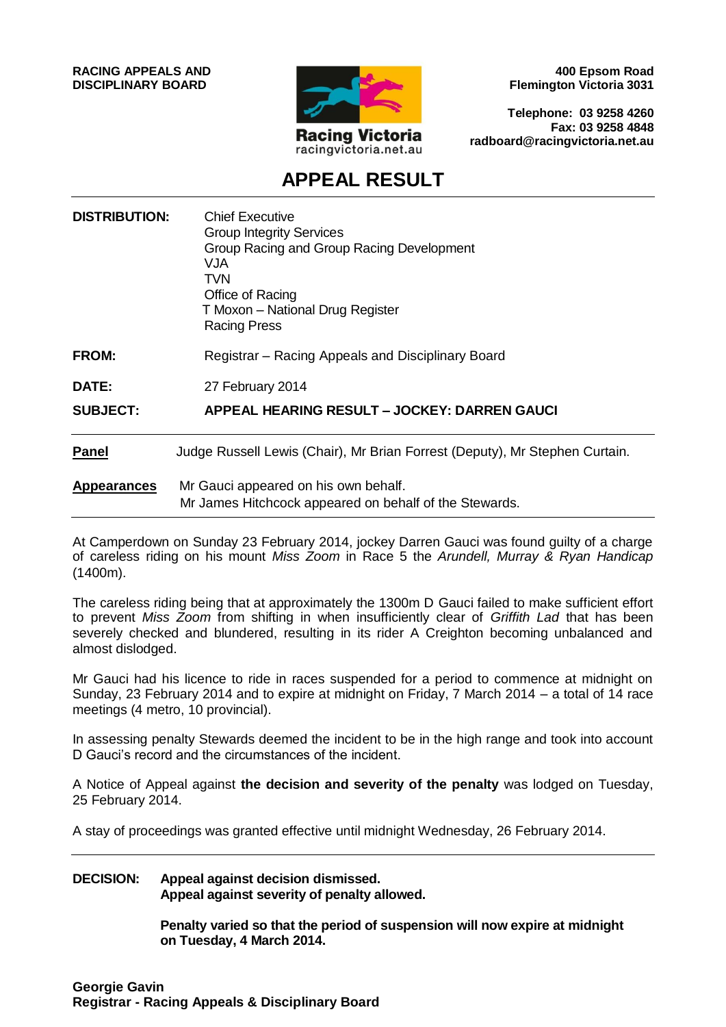**RACING APPEALS AND DISCIPLINARY BOARD**

Racing Victoria
racingvictoria.net.au

**400 Epsom Road**
**Flemington Victoria 3031**

**Telephone: 03 9258 4260**
**Fax: 03 9258 4848**
**radboard@racingvictoria.net.au**

# APPEAL RESULT

**DISTRIBUTION:** Chief Executive
Group Integrity Services
Group Racing and Group Racing Development
VJA
TVN
Office of Racing
T Moxon – National Drug Register
Racing Press

**FROM:** Registrar – Racing Appeals and Disciplinary Board

**DATE:** 27 February 2014

**SUBJECT:** **APPEAL HEARING RESULT – JOCKEY: DARREN GAUCI**

**Panel** Judge Russell Lewis (Chair), Mr Brian Forrest (Deputy), Mr Stephen Curtain.

**Appearances** Mr Gauci appeared on his own behalf.
Mr James Hitchcock appeared on behalf of the Stewards.

At Camperdown on Sunday 23 February 2014, jockey Darren Gauci was found guilty of a charge of careless riding on his mount *Miss Zoom* in Race 5 the *Arundell, Murray & Ryan Handicap* (1400m).

The careless riding being that at approximately the 1300m D Gauci failed to make sufficient effort to prevent *Miss Zoom* from shifting in when insufficiently clear of *Griffith Lad* that has been severely checked and blundered, resulting in its rider A Creighton becoming unbalanced and almost dislodged.

Mr Gauci had his licence to ride in races suspended for a period to commence at midnight on Sunday, 23 February 2014 and to expire at midnight on Friday, 7 March 2014 – a total of 14 race meetings (4 metro, 10 provincial).

In assessing penalty Stewards deemed the incident to be in the high range and took into account D Gauci's record and the circumstances of the incident.

A Notice of Appeal against **the decision and severity of the penalty** was lodged on Tuesday, 25 February 2014.

A stay of proceedings was granted effective until midnight Wednesday, 26 February 2014.

**DECISION:** **Appeal against decision dismissed.**
**Appeal against severity of penalty allowed.**

**Penalty varied so that the period of suspension will now expire at midnight on Tuesday, 4 March 2014.**

**Georgie Gavin**
**Registrar - Racing Appeals & Disciplinary Board**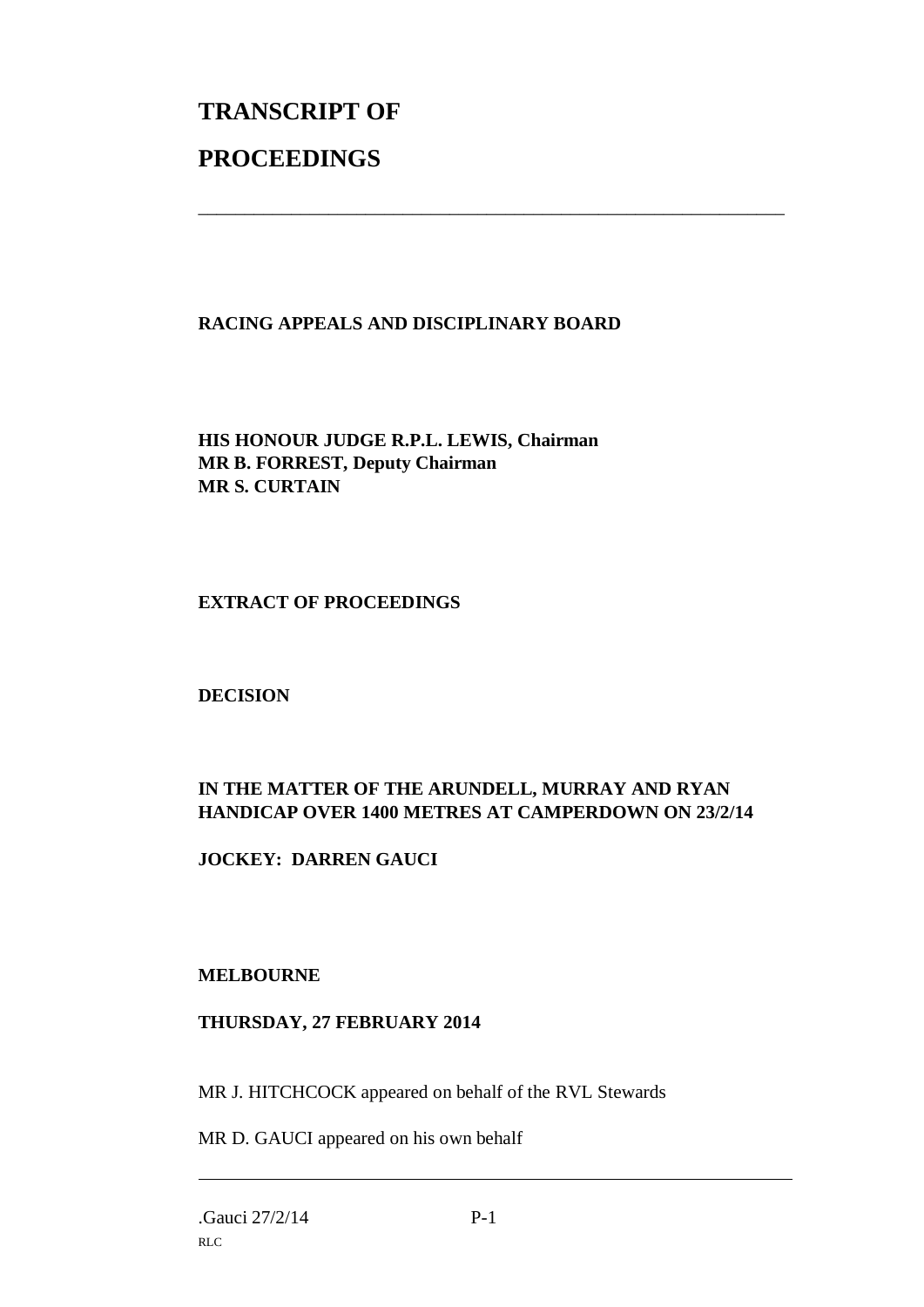# TRANSCRIPT OF

# PROCEEDINGS

---

**RACING APPEALS AND DISCIPLINARY BOARD**

**HIS HONOUR JUDGE R.P.L. LEWIS, Chairman**
**MR B. FORREST, Deputy Chairman**
**MR S. CURTAIN**

**EXTRACT OF PROCEEDINGS**

**DECISION**

**IN THE MATTER OF THE ARUNDELL, MURRAY AND RYAN HANDICAP OVER 1400 METRES AT CAMPERDOWN ON 23/2/14**

**JOCKEY: DARREN GAUCI**

**MELBOURNE**

**THURSDAY, 27 FEBRUARY 2014**

MR J. HITCHCOCK appeared on behalf of the RVL Stewards

MR D. GAUCI appeared on his own behalf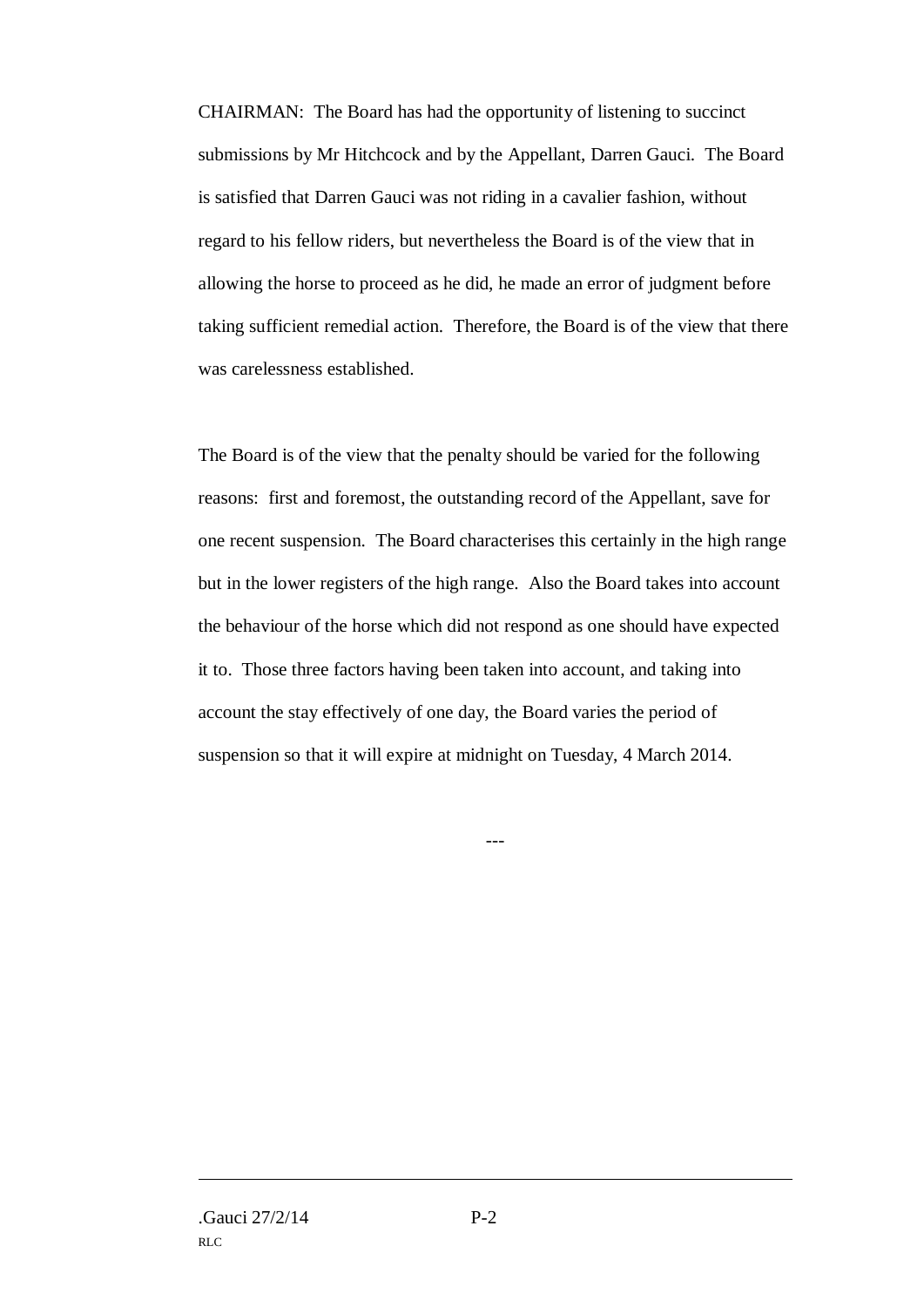CHAIRMAN: The Board has had the opportunity of listening to succinct submissions by Mr Hitchcock and by the Appellant, Darren Gauci. The Board is satisfied that Darren Gauci was not riding in a cavalier fashion, without regard to his fellow riders, but nevertheless the Board is of the view that in allowing the horse to proceed as he did, he made an error of judgment before taking sufficient remedial action. Therefore, the Board is of the view that there was carelessness established.

The Board is of the view that the penalty should be varied for the following reasons: first and foremost, the outstanding record of the Appellant, save for one recent suspension. The Board characterises this certainly in the high range but in the lower registers of the high range. Also the Board takes into account the behaviour of the horse which did not respond as one should have expected it to. Those three factors having been taken into account, and taking into account the stay effectively of one day, the Board varies the period of suspension so that it will expire at midnight on Tuesday, 4 March 2014.

---